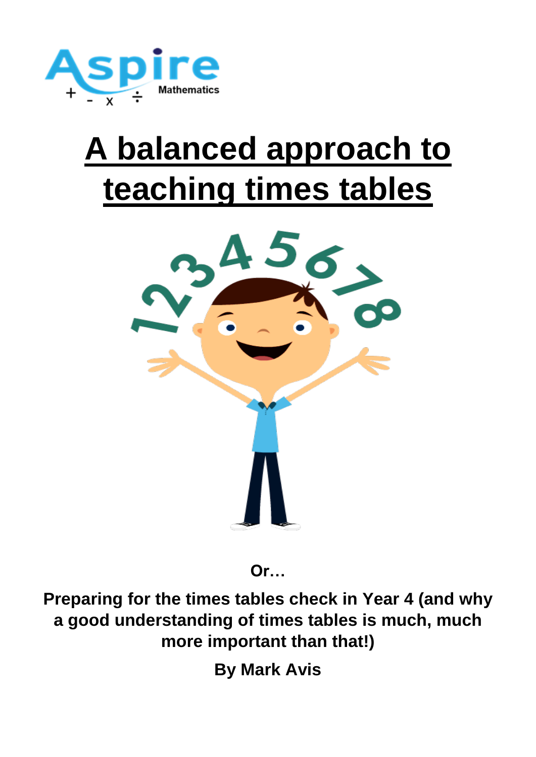# A balanced approach to teaching times tables

**Or…**

**Preparing for the times tables check in Year 4 (and why a good understanding of times tables is much, much more important than that!)**

**By Mark Avis**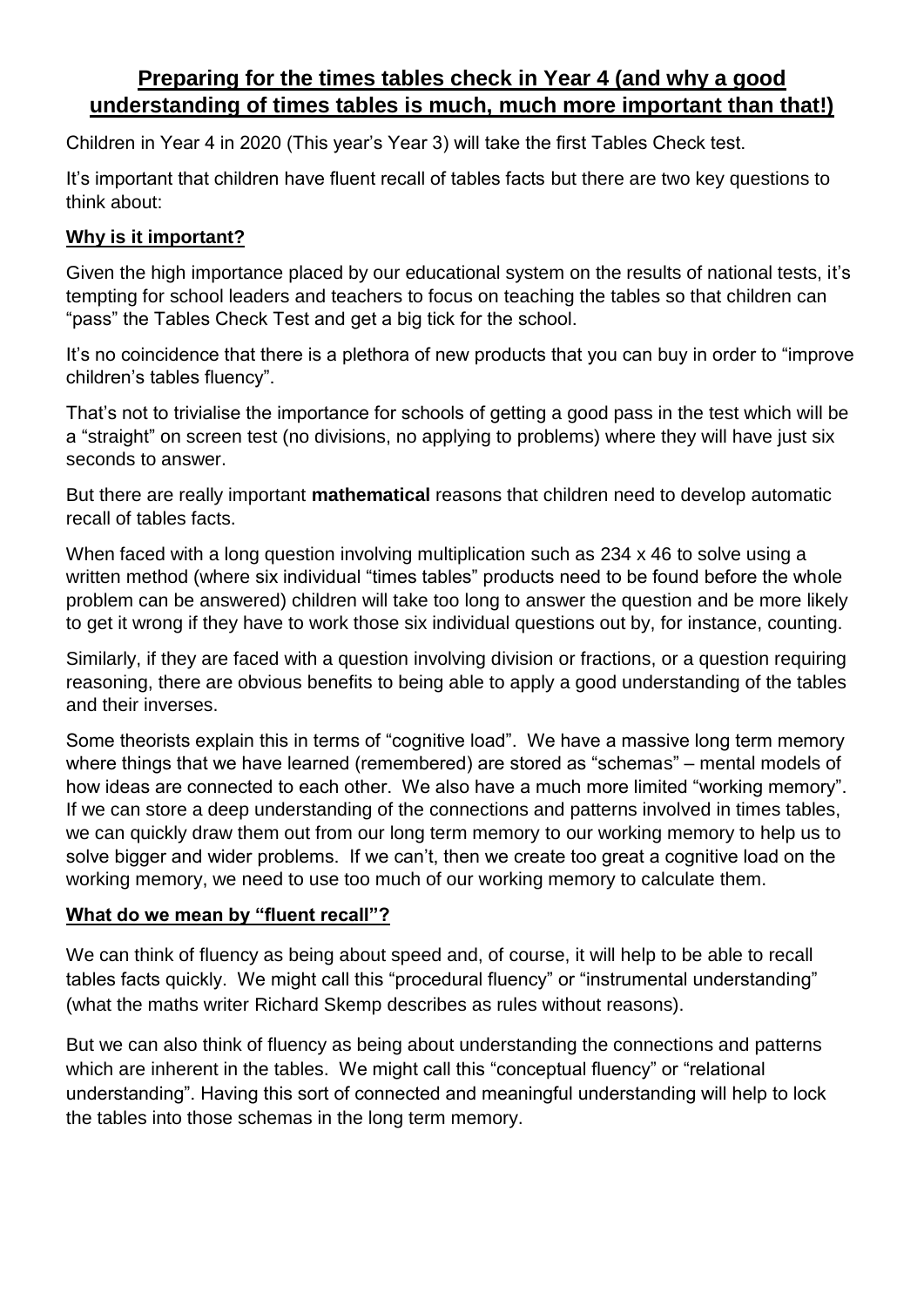## Preparing for the times tables check in Year 4 (and why a good understanding of times tables is much, much more important than that!)

Children in Year 4 in 2020 (This year's Year 3) will take the first Tables Check test.

It's important that children have fluent recall of tables facts but there are two key questions to think about:

### Why is it important?

Given the high importance placed by our educational system on the results of national tests, it's tempting for school leaders and teachers to focus on teaching the tables so that children can "pass" the Tables Check Test and get a big tick for the school.

It's no coincidence that there is a plethora of new products that you can buy in order to "improve children's tables fluency".

That's not to trivialise the importance for schools of getting a good pass in the test which will be a "straight" on screen test (no divisions, no applying to problems) where they will have just six seconds to answer.

But there are really important **mathematical** reasons that children need to develop automatic recall of tables facts.

When faced with a long question involving multiplication such as 234 x 46 to solve using a written method (where six individual "times tables" products need to be found before the whole problem can be answered) children will take too long to answer the question and be more likely to get it wrong if they have to work those six individual questions out by, for instance, counting.

Similarly, if they are faced with a question involving division or fractions, or a question requiring reasoning, there are obvious benefits to being able to apply a good understanding of the tables and their inverses.

Some theorists explain this in terms of "cognitive load". We have a massive long term memory where things that we have learned (remembered) are stored as "schemas" – mental models of how ideas are connected to each other. We also have a much more limited "working memory". If we can store a deep understanding of the connections and patterns involved in times tables, we can quickly draw them out from our long term memory to our working memory to help us to solve bigger and wider problems. If we can't, then we create too great a cognitive load on the working memory, we need to use too much of our working memory to calculate them.

### What do we mean by "fluent recall"?

We can think of fluency as being about speed and, of course, it will help to be able to recall tables facts quickly. We might call this "procedural fluency" or "instrumental understanding" (what the maths writer Richard Skemp describes as rules without reasons).

But we can also think of fluency as being about understanding the connections and patterns which are inherent in the tables. We might call this "conceptual fluency" or "relational understanding". Having this sort of connected and meaningful understanding will help to lock the tables into those schemas in the long term memory.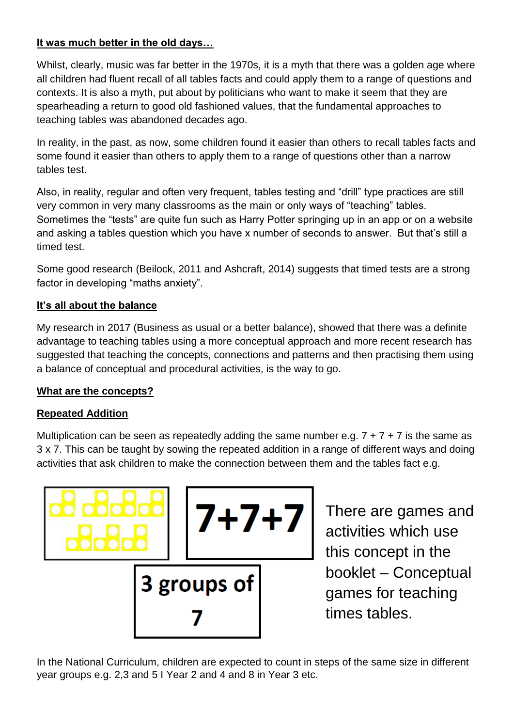**It was much better in the old days…**

Whilst, clearly, music was far better in the 1970s, it is a myth that there was a golden age where all children had fluent recall of all tables facts and could apply them to a range of questions and contexts. It is also a myth, put about by politicians who want to make it seem that they are spearheading a return to good old fashioned values, that the fundamental approaches to teaching tables was abandoned decades ago.

In reality, in the past, as now, some children found it easier than others to recall tables facts and some found it easier than others to apply them to a range of questions other than a narrow tables test.

Also, in reality, regular and often very frequent, tables testing and "drill" type practices are still very common in very many classrooms as the main or only ways of "teaching" tables. Sometimes the "tests" are quite fun such as Harry Potter springing up in an app or on a website and asking a tables question which you have x number of seconds to answer. But that's still a timed test.

Some good research (Beilock, 2011 and Ashcraft, 2014) suggests that timed tests are a strong factor in developing "maths anxiety".

**It's all about the balance**

My research in 2017 (Business as usual or a better balance), showed that there was a definite advantage to teaching tables using a more conceptual approach and more recent research has suggested that teaching the concepts, connections and patterns and then practising them using a balance of conceptual and procedural activities, is the way to go.

**What are the concepts?**

**Repeated Addition**

Multiplication can be seen as repeatedly adding the same number e.g. 7 + 7 + 7 is the same as 3 x 7. This can be taught by sowing the repeated addition in a range of different ways and doing activities that ask children to make the connection between them and the tables fact e.g.

7+7+7

3 groups of 7

There are games and activities which use this concept in the booklet – Conceptual games for teaching times tables.

In the National Curriculum, children are expected to count in steps of the same size in different year groups e.g. 2,3 and 5 I Year 2 and 4 and 8 in Year 3 etc.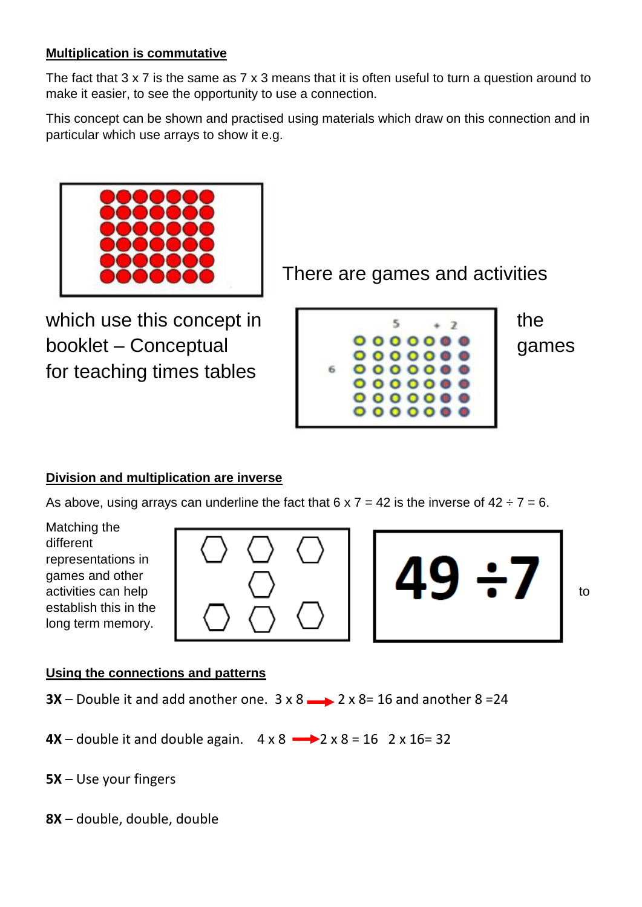**Multiplication is commutative**

The fact that 3 x 7 is the same as 7 x 3 means that it is often useful to turn a question around to make it easier, to see the opportunity to use a connection.

This concept can be shown and practised using materials which draw on this connection and in particular which use arrays to show it e.g.

There are games and activities which use this concept in the games booklet – Conceptual games for teaching times tables

5 + 2

6

**Division and multiplication are inverse**

As above, using arrays can underline the fact that 6 x 7 = 42 is the inverse of 42 ÷ 7 = 6.

Matching the different representations in games and other activities can help establish this in the long term memory.

49 ÷7

to

**Using the connections and patterns**

**3X** – Double it and add another one. 3 x 8 → 2 x 8= 16 and another 8 =24

**4X** – double it and double again. 4 x 8 →2 x 8 = 16 2 x 16= 32

**5X** – Use your fingers

**8X** – double, double, double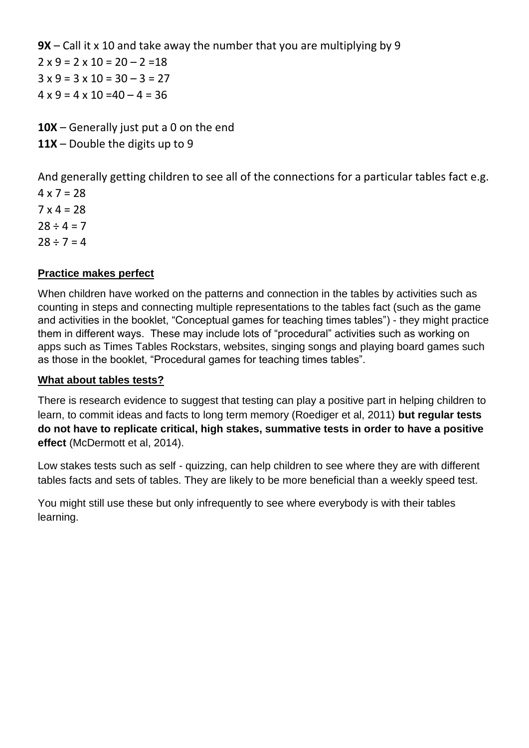**9X** – Call it x 10 and take away the number that you are multiplying by 9
2 x 9 = 2 x 10 = 20 – 2 =18
3 x 9 = 3 x 10 = 30 – 3 = 27
4 x 9 = 4 x 10 =40 – 4 = 36

**10X** – Generally just put a 0 on the end
**11X** – Double the digits up to 9

And generally getting children to see all of the connections for a particular tables fact e.g.
4 x 7 = 28
7 x 4 = 28
28 ÷ 4 = 7
28 ÷ 7 = 4

### Practice makes perfect

When children have worked on the patterns and connection in the tables by activities such as counting in steps and connecting multiple representations to the tables fact (such as the game and activities in the booklet, "Conceptual games for teaching times tables") - they might practice them in different ways. These may include lots of "procedural" activities such as working on apps such as Times Tables Rockstars, websites, singing songs and playing board games such as those in the booklet, "Procedural games for teaching times tables".

### What about tables tests?

There is research evidence to suggest that testing can play a positive part in helping children to learn, to commit ideas and facts to long term memory (Roediger et al, 2011) **but regular tests do not have to replicate critical, high stakes, summative tests in order to have a positive effect** (McDermott et al, 2014).

Low stakes tests such as self - quizzing, can help children to see where they are with different tables facts and sets of tables. They are likely to be more beneficial than a weekly speed test.

You might still use these but only infrequently to see where everybody is with their tables learning.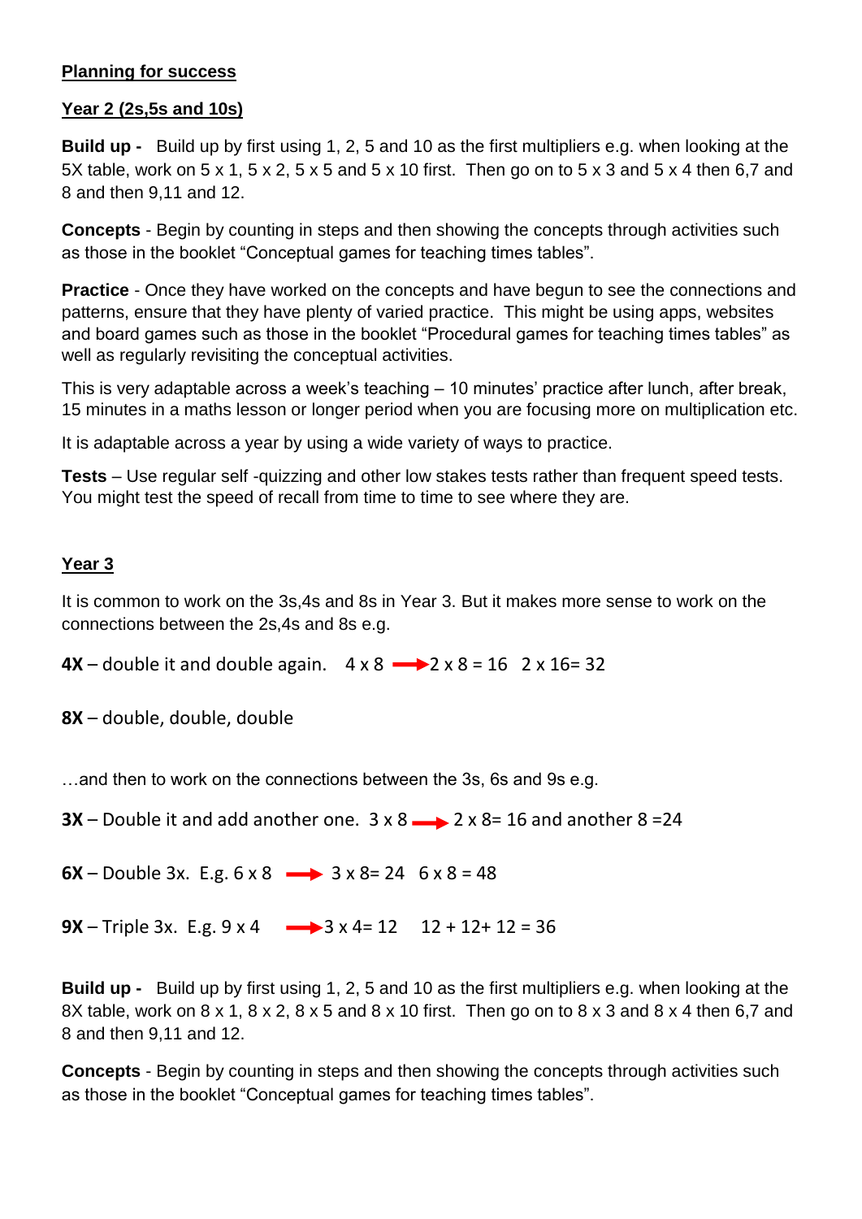**Planning for success**

**Year 2 (2s,5s and 10s)**

**Build up -** Build up by first using 1, 2, 5 and 10 as the first multipliers e.g. when looking at the 5X table, work on 5 x 1, 5 x 2, 5 x 5 and 5 x 10 first. Then go on to 5 x 3 and 5 x 4 then 6,7 and 8 and then 9,11 and 12.

**Concepts** - Begin by counting in steps and then showing the concepts through activities such as those in the booklet "Conceptual games for teaching times tables".

**Practice** - Once they have worked on the concepts and have begun to see the connections and patterns, ensure that they have plenty of varied practice. This might be using apps, websites and board games such as those in the booklet "Procedural games for teaching times tables" as well as regularly revisiting the conceptual activities.

This is very adaptable across a week's teaching – 10 minutes' practice after lunch, after break, 15 minutes in a maths lesson or longer period when you are focusing more on multiplication etc.

It is adaptable across a year by using a wide variety of ways to practice.

**Tests** – Use regular self -quizzing and other low stakes tests rather than frequent speed tests. You might test the speed of recall from time to time to see where they are.

**Year 3**

It is common to work on the 3s,4s and 8s in Year 3. But it makes more sense to work on the connections between the 2s,4s and 8s e.g.

**4X** – double it and double again. 4 x 8 → 2 x 8 = 16 2 x 16= 32

**8X** – double, double, double

…and then to work on the connections between the 3s, 6s and 9s e.g.

**3X** – Double it and add another one. 3 x 8 → 2 x 8= 16 and another 8 =24

**6X** – Double 3x. E.g. 6 x 8 → 3 x 8= 24 6 x 8 = 48

**9X** – Triple 3x. E.g. 9 x 4 → 3 x 4= 12 12 + 12+ 12 = 36

**Build up -** Build up by first using 1, 2, 5 and 10 as the first multipliers e.g. when looking at the 8X table, work on 8 x 1, 8 x 2, 8 x 5 and 8 x 10 first. Then go on to 8 x 3 and 8 x 4 then 6,7 and 8 and then 9,11 and 12.

**Concepts** - Begin by counting in steps and then showing the concepts through activities such as those in the booklet "Conceptual games for teaching times tables".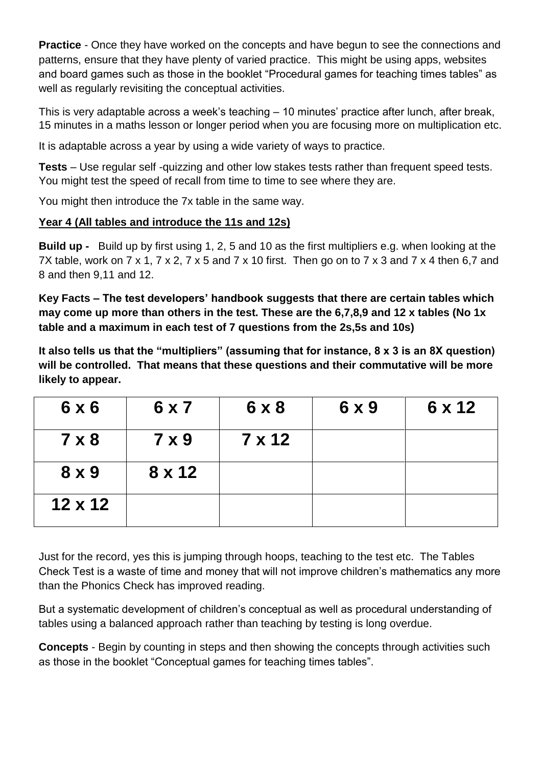**Practice** - Once they have worked on the concepts and have begun to see the connections and patterns, ensure that they have plenty of varied practice. This might be using apps, websites and board games such as those in the booklet "Procedural games for teaching times tables" as well as regularly revisiting the conceptual activities.

This is very adaptable across a week's teaching – 10 minutes' practice after lunch, after break, 15 minutes in a maths lesson or longer period when you are focusing more on multiplication etc.

It is adaptable across a year by using a wide variety of ways to practice.

**Tests** – Use regular self -quizzing and other low stakes tests rather than frequent speed tests. You might test the speed of recall from time to time to see where they are.

You might then introduce the 7x table in the same way.

**Year 4 (All tables and introduce the 11s and 12s)**

**Build up -** Build up by first using 1, 2, 5 and 10 as the first multipliers e.g. when looking at the 7X table, work on 7 x 1, 7 x 2, 7 x 5 and 7 x 10 first. Then go on to 7 x 3 and 7 x 4 then 6,7 and 8 and then 9,11 and 12.

**Key Facts – The test developers' handbook suggests that there are certain tables which may come up more than others in the test. These are the 6,7,8,9 and 12 x tables (No 1x table and a maximum in each test of 7 questions from the 2s,5s and 10s)**

**It also tells us that the "multipliers" (assuming that for instance, 8 x 3 is an 8X question) will be controlled. That means that these questions and their commutative will be more likely to appear.**

| 6 x 6 | 6 x 7 | 6 x 8 | 6 x 9 | 6 x 12 |
|---|---|---|---|---|
| 7 x 8 | 7 x 9 | 7 x 12 | | |
| 8 x 9 | 8 x 12 | | | |
| 12 x 12 | | | | |

Just for the record, yes this is jumping through hoops, teaching to the test etc. The Tables Check Test is a waste of time and money that will not improve children's mathematics any more than the Phonics Check has improved reading.

But a systematic development of children's conceptual as well as procedural understanding of tables using a balanced approach rather than teaching by testing is long overdue.

**Concepts** - Begin by counting in steps and then showing the concepts through activities such as those in the booklet "Conceptual games for teaching times tables".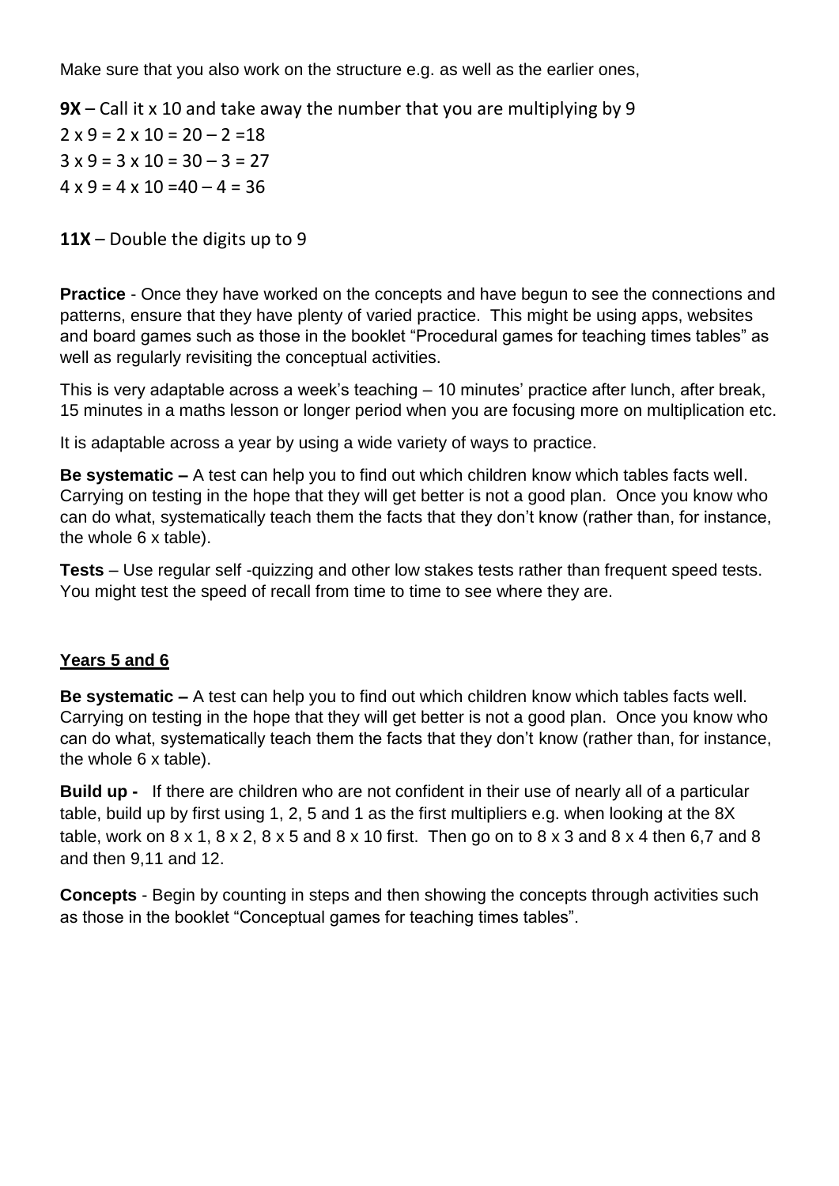Make sure that you also work on the structure e.g. as well as the earlier ones,

**9X** – Call it x 10 and take away the number that you are multiplying by 9

2 x 9 = 2 x 10 = 20 – 2 =18

3 x 9 = 3 x 10 = 30 – 3 = 27

4 x 9 = 4 x 10 =40 – 4 = 36

**11X** – Double the digits up to 9

**Practice** - Once they have worked on the concepts and have begun to see the connections and patterns, ensure that they have plenty of varied practice. This might be using apps, websites and board games such as those in the booklet "Procedural games for teaching times tables" as well as regularly revisiting the conceptual activities.

This is very adaptable across a week's teaching – 10 minutes' practice after lunch, after break, 15 minutes in a maths lesson or longer period when you are focusing more on multiplication etc.

It is adaptable across a year by using a wide variety of ways to practice.

**Be systematic –** A test can help you to find out which children know which tables facts well. Carrying on testing in the hope that they will get better is not a good plan. Once you know who can do what, systematically teach them the facts that they don't know (rather than, for instance, the whole 6 x table).

**Tests** – Use regular self -quizzing and other low stakes tests rather than frequent speed tests. You might test the speed of recall from time to time to see where they are.

## Years 5 and 6

**Be systematic –** A test can help you to find out which children know which tables facts well. Carrying on testing in the hope that they will get better is not a good plan. Once you know who can do what, systematically teach them the facts that they don't know (rather than, for instance, the whole 6 x table).

**Build up -** If there are children who are not confident in their use of nearly all of a particular table, build up by first using 1, 2, 5 and 1 as the first multipliers e.g. when looking at the 8X table, work on 8 x 1, 8 x 2, 8 x 5 and 8 x 10 first. Then go on to 8 x 3 and 8 x 4 then 6,7 and 8 and then 9,11 and 12.

**Concepts** - Begin by counting in steps and then showing the concepts through activities such as those in the booklet "Conceptual games for teaching times tables".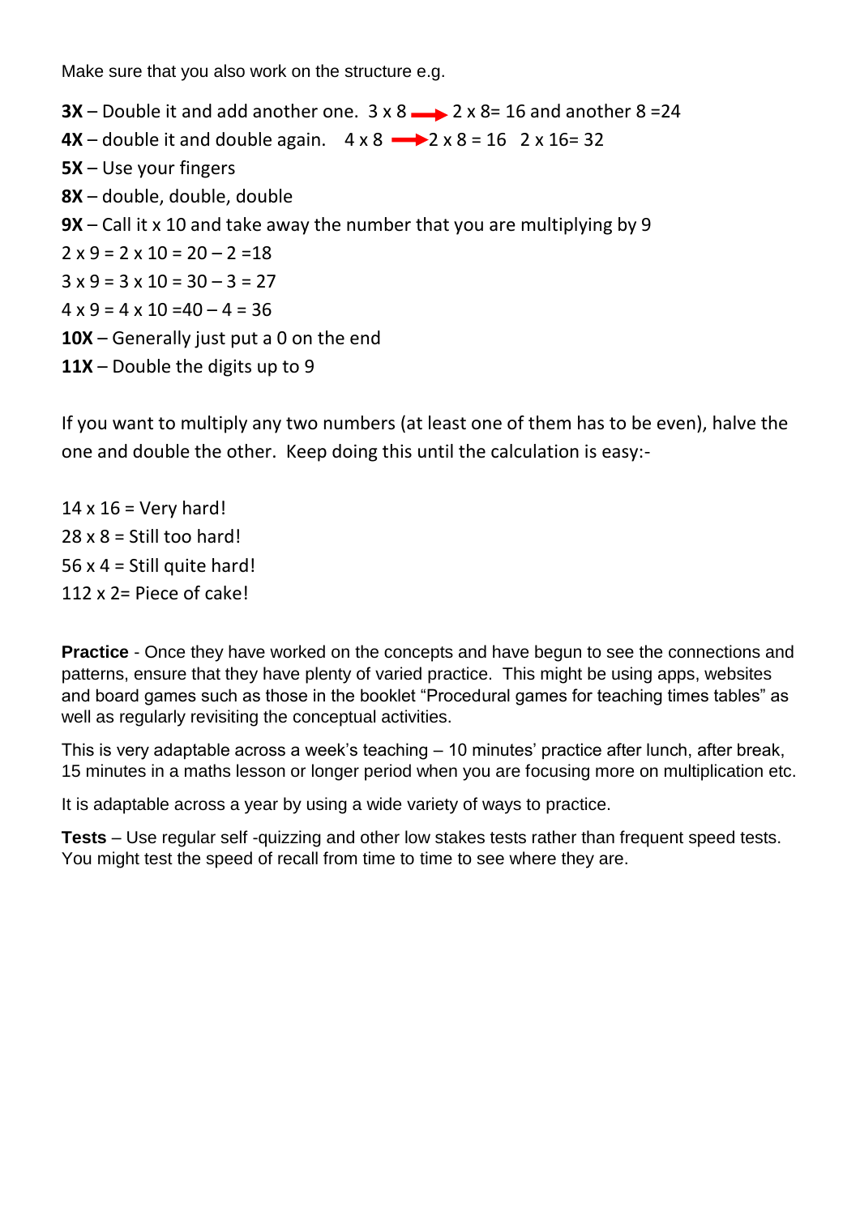Make sure that you also work on the structure e.g.

**3X** – Double it and add another one. 3 x 8 → 2 x 8= 16 and another 8 =24

**4X** – double it and double again. 4 x 8 →2 x 8 = 16 2 x 16= 32

**5X** – Use your fingers

**8X** – double, double, double

**9X** – Call it x 10 and take away the number that you are multiplying by 9

2 x 9 = 2 x 10 = 20 – 2 =18

3 x 9 = 3 x 10 = 30 – 3 = 27

4 x 9 = 4 x 10 =40 – 4 = 36

**10X** – Generally just put a 0 on the end

**11X** – Double the digits up to 9

If you want to multiply any two numbers (at least one of them has to be even), halve the one and double the other. Keep doing this until the calculation is easy:-

14 x 16 = Very hard!

28 x 8 = Still too hard!

56 x 4 = Still quite hard!

112 x 2= Piece of cake!

**Practice** - Once they have worked on the concepts and have begun to see the connections and patterns, ensure that they have plenty of varied practice. This might be using apps, websites and board games such as those in the booklet "Procedural games for teaching times tables" as well as regularly revisiting the conceptual activities.

This is very adaptable across a week's teaching – 10 minutes' practice after lunch, after break, 15 minutes in a maths lesson or longer period when you are focusing more on multiplication etc.

It is adaptable across a year by using a wide variety of ways to practice.

**Tests** – Use regular self -quizzing and other low stakes tests rather than frequent speed tests. You might test the speed of recall from time to time to see where they are.